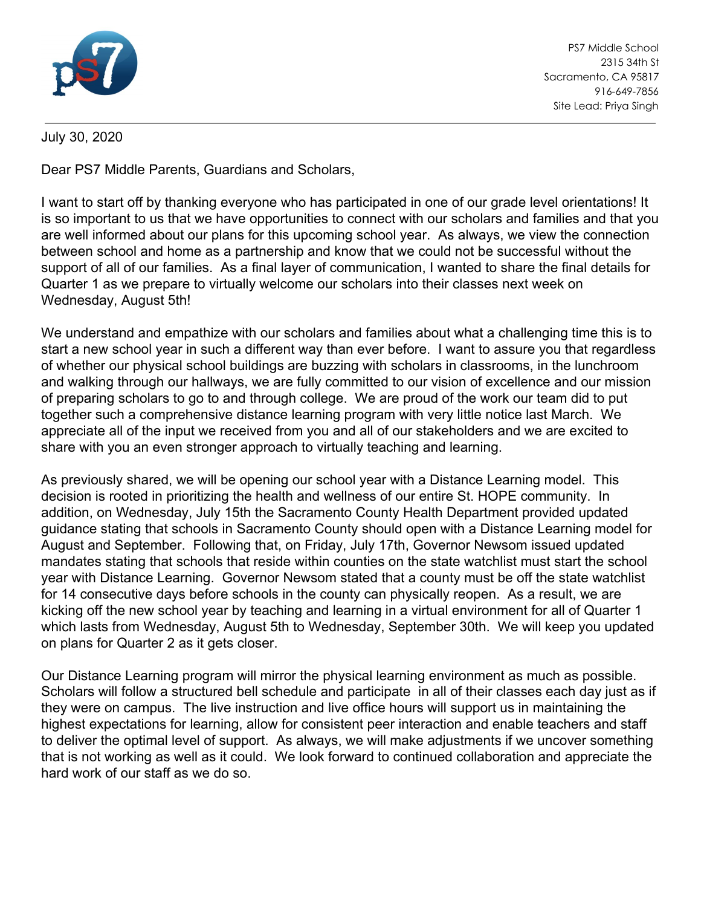PS7 Middle School
2315 34th St
Sacramento, CA 95817
916-649-7856
Site Lead: Priya Singh

July 30, 2020

Dear PS7 Middle Parents, Guardians and Scholars,

I want to start off by thanking everyone who has participated in one of our grade level orientations! It is so important to us that we have opportunities to connect with our scholars and families and that you are well informed about our plans for this upcoming school year. As always, we view the connection between school and home as a partnership and know that we could not be successful without the support of all of our families. As a final layer of communication, I wanted to share the final details for Quarter 1 as we prepare to virtually welcome our scholars into their classes next week on Wednesday, August 5th!

We understand and empathize with our scholars and families about what a challenging time this is to start a new school year in such a different way than ever before. I want to assure you that regardless of whether our physical school buildings are buzzing with scholars in classrooms, in the lunchroom and walking through our hallways, we are fully committed to our vision of excellence and our mission of preparing scholars to go to and through college. We are proud of the work our team did to put together such a comprehensive distance learning program with very little notice last March. We appreciate all of the input we received from you and all of our stakeholders and we are excited to share with you an even stronger approach to virtually teaching and learning.

As previously shared, we will be opening our school year with a Distance Learning model. This decision is rooted in prioritizing the health and wellness of our entire St. HOPE community. In addition, on Wednesday, July 15th the Sacramento County Health Department provided updated guidance stating that schools in Sacramento County should open with a Distance Learning model for August and September. Following that, on Friday, July 17th, Governor Newsom issued updated mandates stating that schools that reside within counties on the state watchlist must start the school year with Distance Learning. Governor Newsom stated that a county must be off the state watchlist for 14 consecutive days before schools in the county can physically reopen. As a result, we are kicking off the new school year by teaching and learning in a virtual environment for all of Quarter 1 which lasts from Wednesday, August 5th to Wednesday, September 30th. We will keep you updated on plans for Quarter 2 as it gets closer.

Our Distance Learning program will mirror the physical learning environment as much as possible. Scholars will follow a structured bell schedule and participate in all of their classes each day just as if they were on campus. The live instruction and live office hours will support us in maintaining the highest expectations for learning, allow for consistent peer interaction and enable teachers and staff to deliver the optimal level of support. As always, we will make adjustments if we uncover something that is not working as well as it could. We look forward to continued collaboration and appreciate the hard work of our staff as we do so.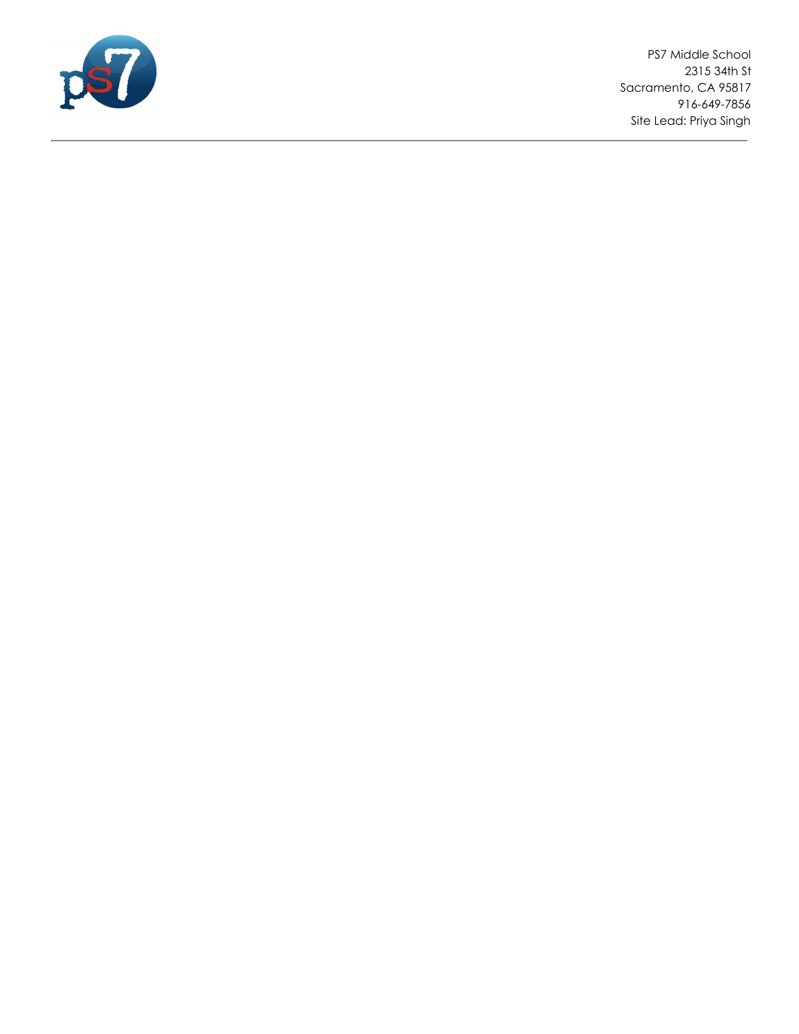PS7 Middle School
2315 34th St
Sacramento, CA 95817
916-649-7856
Site Lead: Priya Singh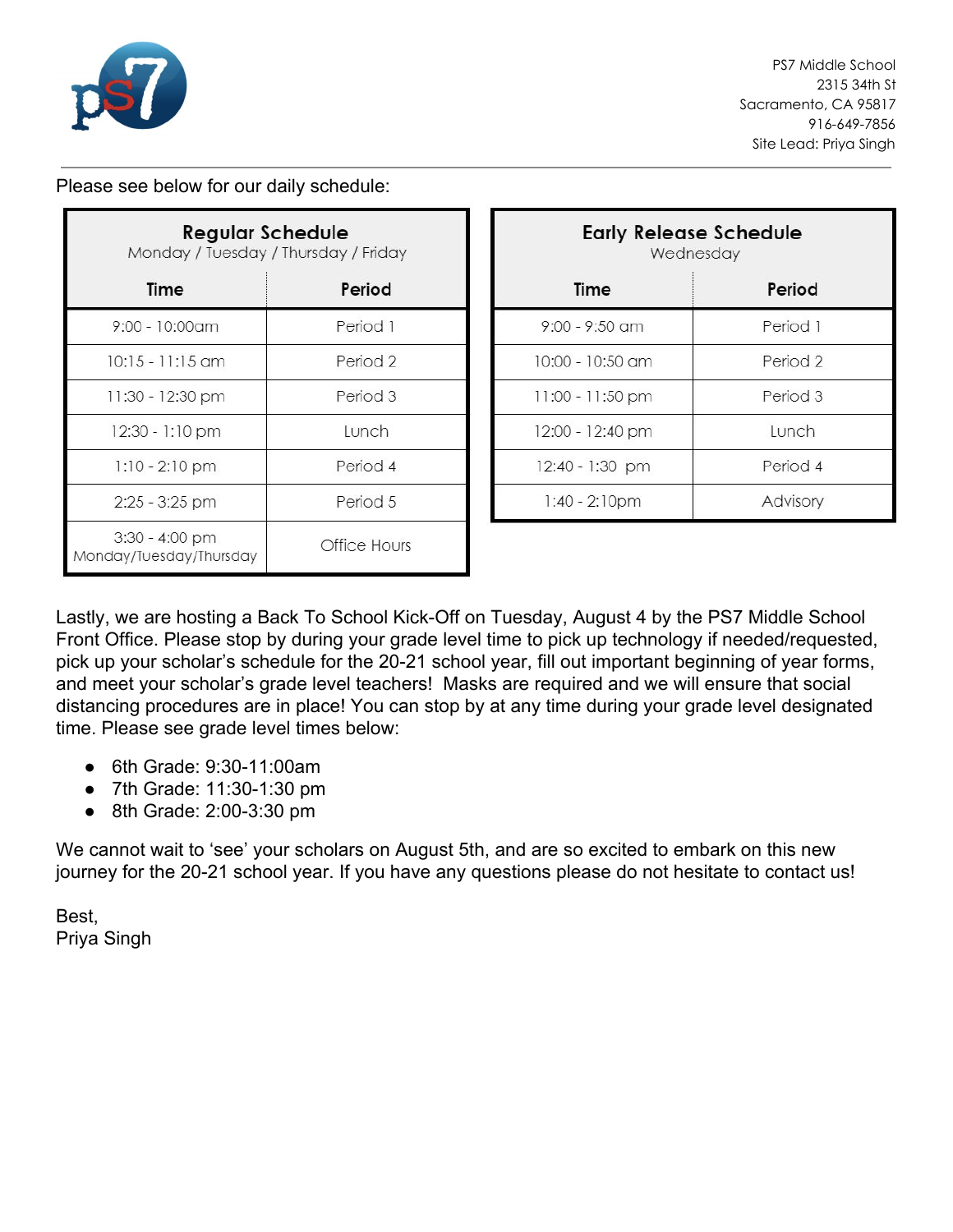PS7 Middle School
2315 34th St
Sacramento, CA 95817
916-649-7856
Site Lead: Priya Singh

Please see below for our daily schedule:

| Regular Schedule Monday / Tuesday / Thursday / Friday | |
|---|---|
| **Time** | **Period** |
| 9:00 - 10:00am | Period 1 |
| 10:15 - 11:15 am | Period 2 |
| 11:30 - 12:30 pm | Period 3 |
| 12:30 - 1:10 pm | Lunch |
| 1:10 - 2:10 pm | Period 4 |
| 2:25 - 3:25 pm | Period 5 |
| 3:30 - 4:00 pm Monday/Tuesday/Thursday | Office Hours |

| Early Release Schedule Wednesday | |
|---|---|
| **Time** | **Period** |
| 9:00 - 9:50 am | Period 1 |
| 10:00 - 10:50 am | Period 2 |
| 11:00 - 11:50 pm | Period 3 |
| 12:00 - 12:40 pm | Lunch |
| 12:40 - 1:30 pm | Period 4 |
| 1:40 - 2:10pm | Advisory |

Lastly, we are hosting a Back To School Kick-Off on Tuesday, August 4 by the PS7 Middle School Front Office. Please stop by during your grade level time to pick up technology if needed/requested, pick up your scholar's schedule for the 20-21 school year, fill out important beginning of year forms, and meet your scholar's grade level teachers! Masks are required and we will ensure that social distancing procedures are in place! You can stop by at any time during your grade level designated time. Please see grade level times below:

- 6th Grade: 9:30-11:00am
- 7th Grade: 11:30-1:30 pm
- 8th Grade: 2:00-3:30 pm

We cannot wait to 'see' your scholars on August 5th, and are so excited to embark on this new journey for the 20-21 school year. If you have any questions please do not hesitate to contact us!

Best,
Priya Singh